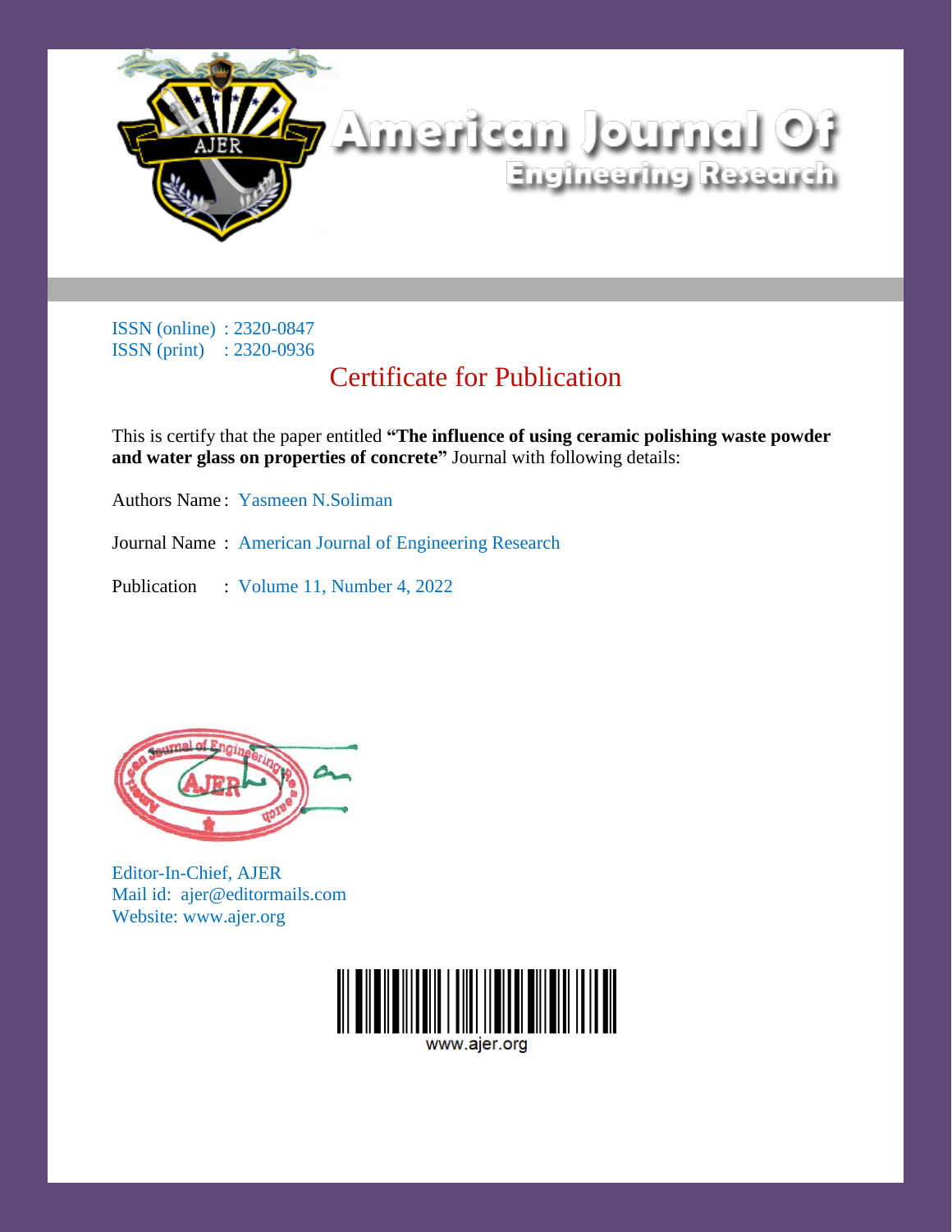# American Journal Of Engineering Research

ISSN (online) : 2320-0847
ISSN (print) : 2320-0936

## Certificate for Publication

This is certify that the paper entitled **"The influence of using ceramic polishing waste powder and water glass on properties of concrete"** Journal with following details:

Authors Name : Yasmeen N.Soliman

Journal Name : American Journal of Engineering Research

Publication : Volume 11, Number 4, 2022

Editor-In-Chief, AJER
Mail id: ajer@editormails.com
Website: www.ajer.org

www.ajer.org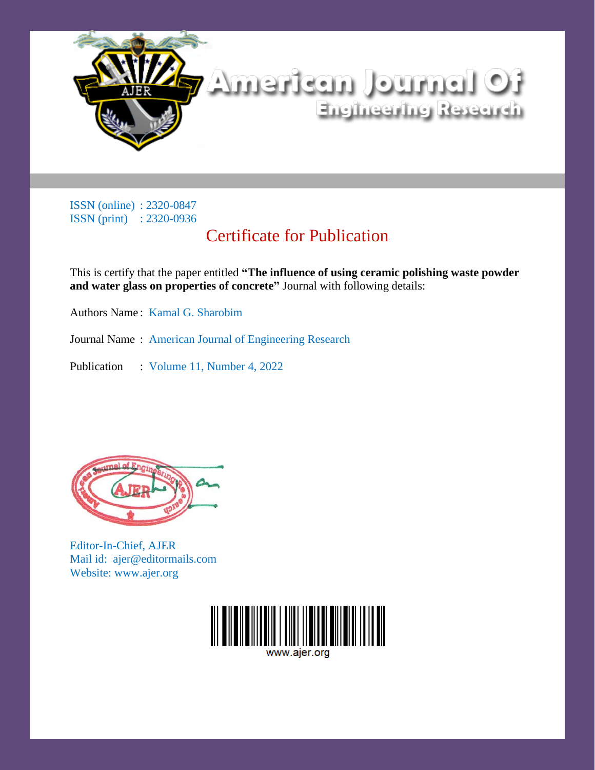# American Journal Of Engineering Research

ISSN (online) : 2320-0847
ISSN (print) : 2320-0936

## Certificate for Publication

This is certify that the paper entitled **"The influence of using ceramic polishing waste powder and water glass on properties of concrete"** Journal with following details:

Authors Name : Kamal G. Sharobim

Journal Name : American Journal of Engineering Research

Publication : Volume 11, Number 4, 2022

Editor-In-Chief, AJER
Mail id: ajer@editormails.com
Website: www.ajer.org

www.ajer.org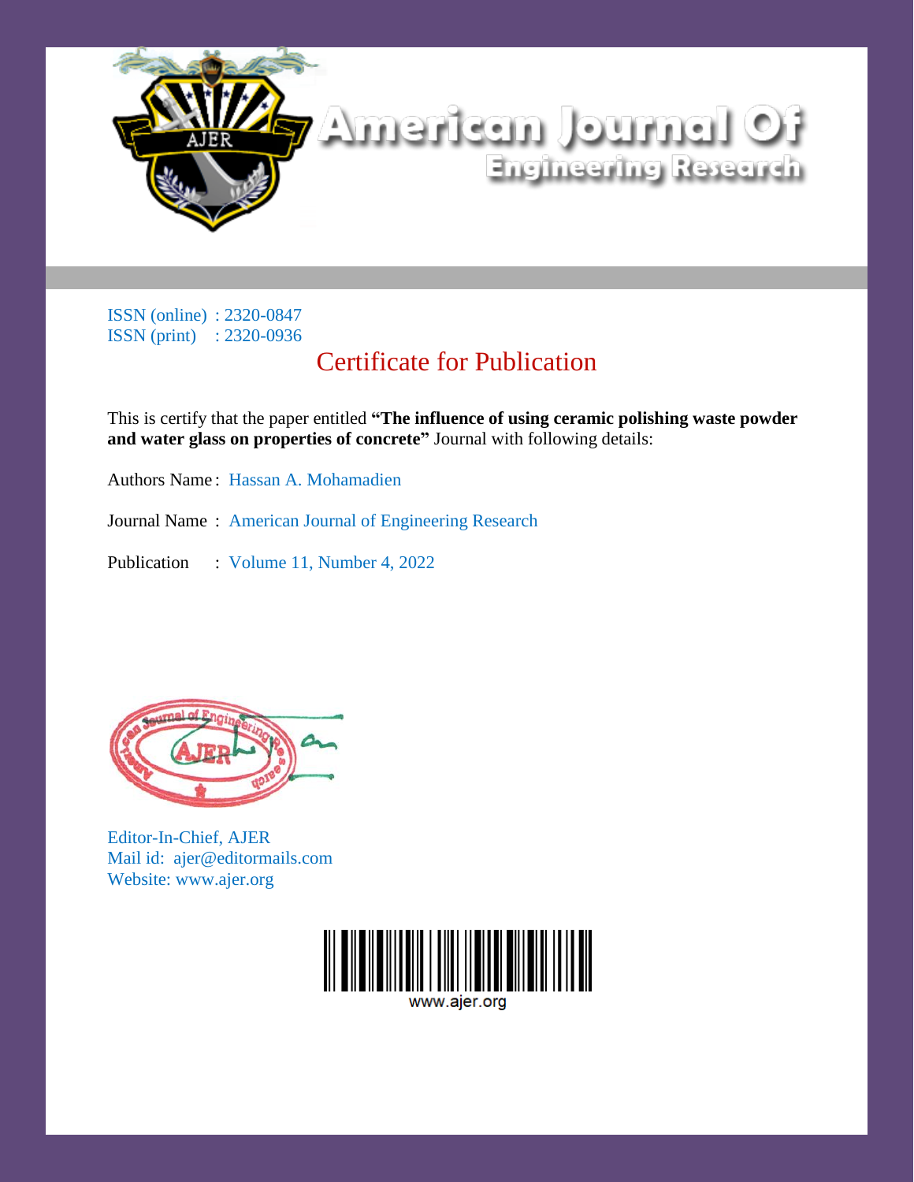# American Journal Of Engineering Research

ISSN (online) : 2320-0847
ISSN (print) : 2320-0936

## Certificate for Publication

This is certify that the paper entitled **"The influence of using ceramic polishing waste powder and water glass on properties of concrete"** Journal with following details:

Authors Name : Hassan A. Mohamadien

Journal Name : American Journal of Engineering Research

Publication : Volume 11, Number 4, 2022

Editor-In-Chief, AJER
Mail id: ajer@editormails.com
Website: www.ajer.org

www.ajer.org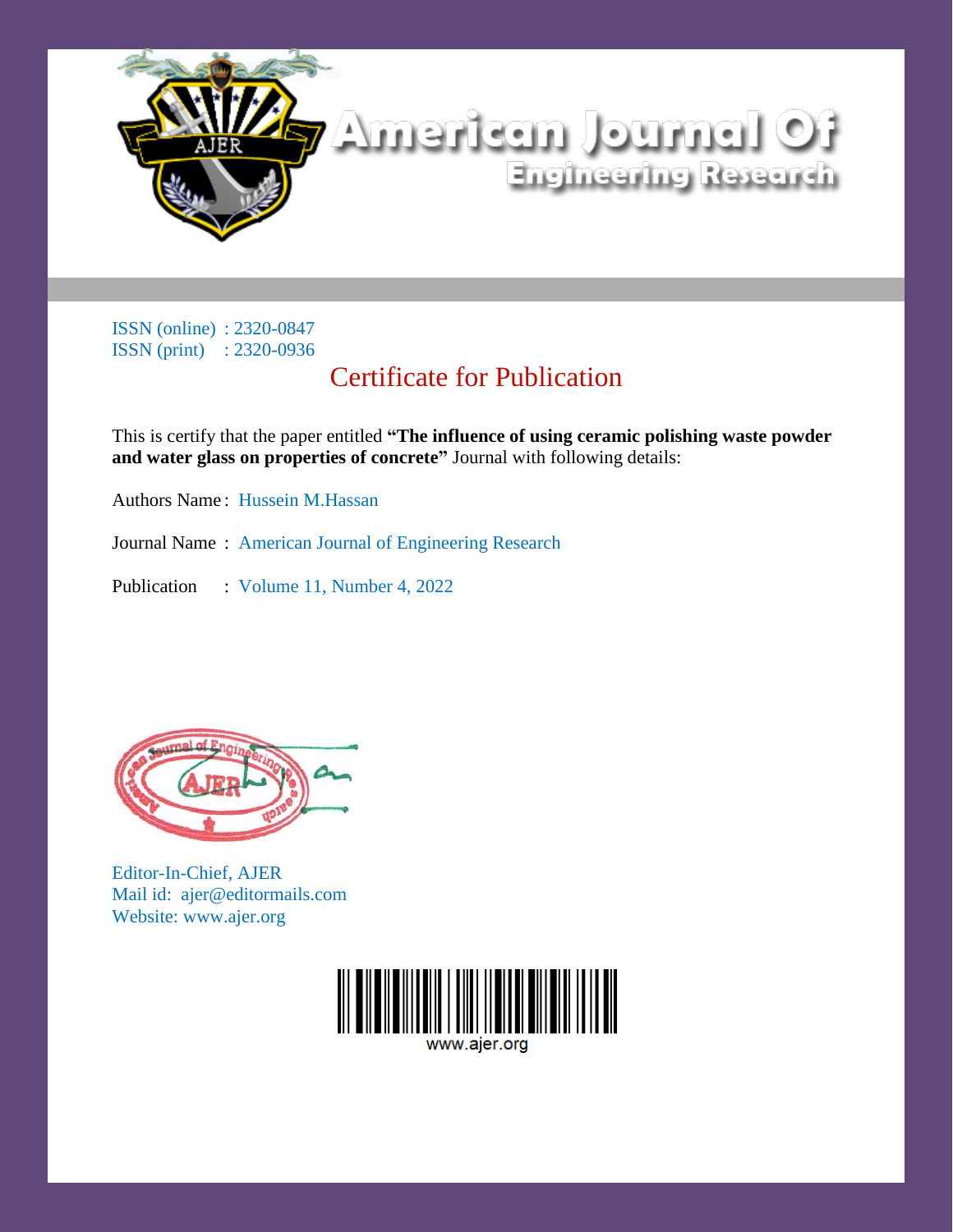# American Journal Of Engineering Research

AJER

ISSN (online) : 2320-0847
ISSN (print) : 2320-0936

## Certificate for Publication

This is certify that the paper entitled **"The influence of using ceramic polishing waste powder and water glass on properties of concrete"** Journal with following details:

Authors Name : Hussein M.Hassan

Journal Name : American Journal of Engineering Research

Publication : Volume 11, Number 4, 2022

Editor-In-Chief, AJER
Mail id: ajer@editormails.com
Website: www.ajer.org

www.ajer.org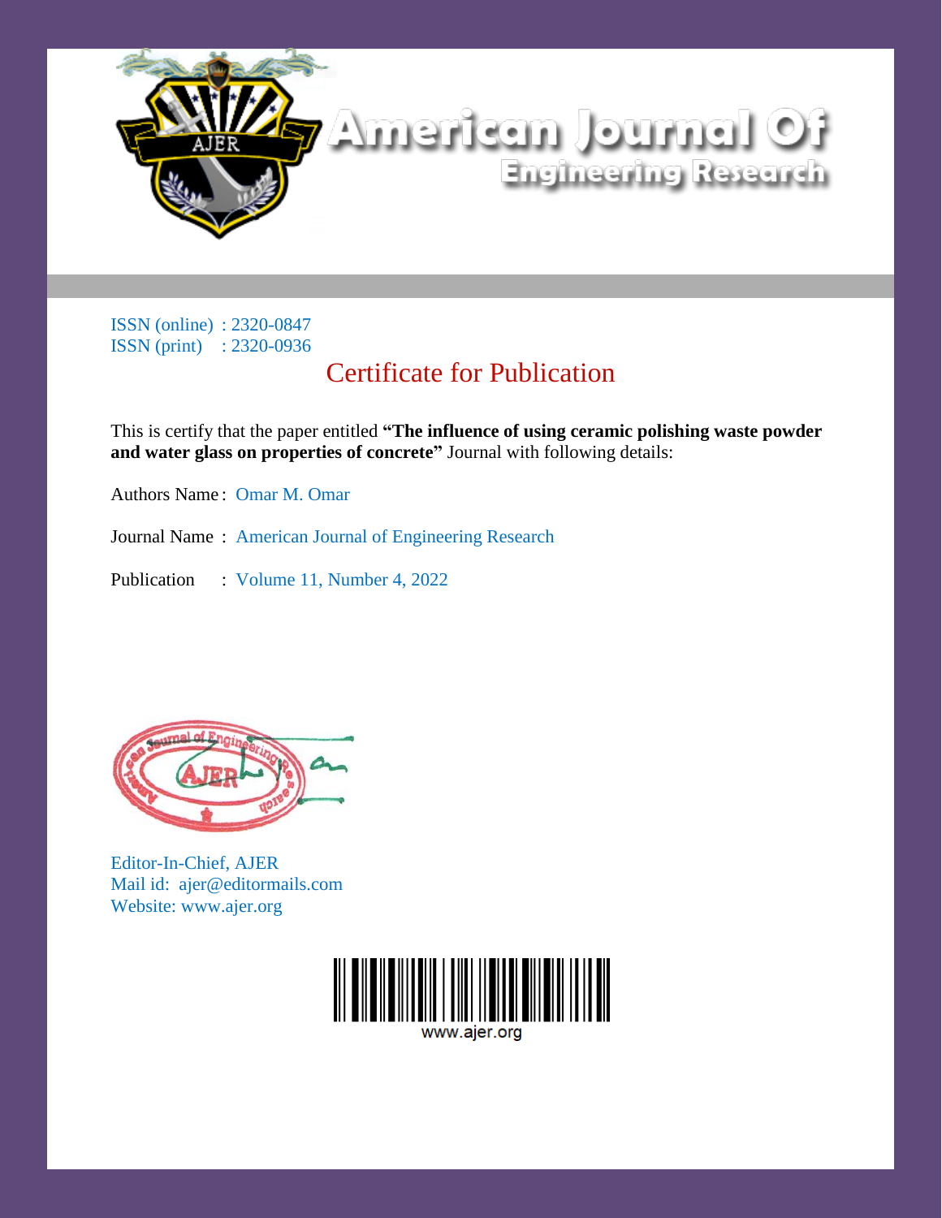# American Journal Of Engineering Research

ISSN (online) : 2320-0847
ISSN (print) : 2320-0936

## Certificate for Publication

This is certify that the paper entitled **"The influence of using ceramic polishing waste powder and water glass on properties of concrete"** Journal with following details:

Authors Name : Omar M. Omar

Journal Name : American Journal of Engineering Research

Publication : Volume 11, Number 4, 2022

Editor-In-Chief, AJER
Mail id: ajer@editormails.com
Website: www.ajer.org

www.ajer.org